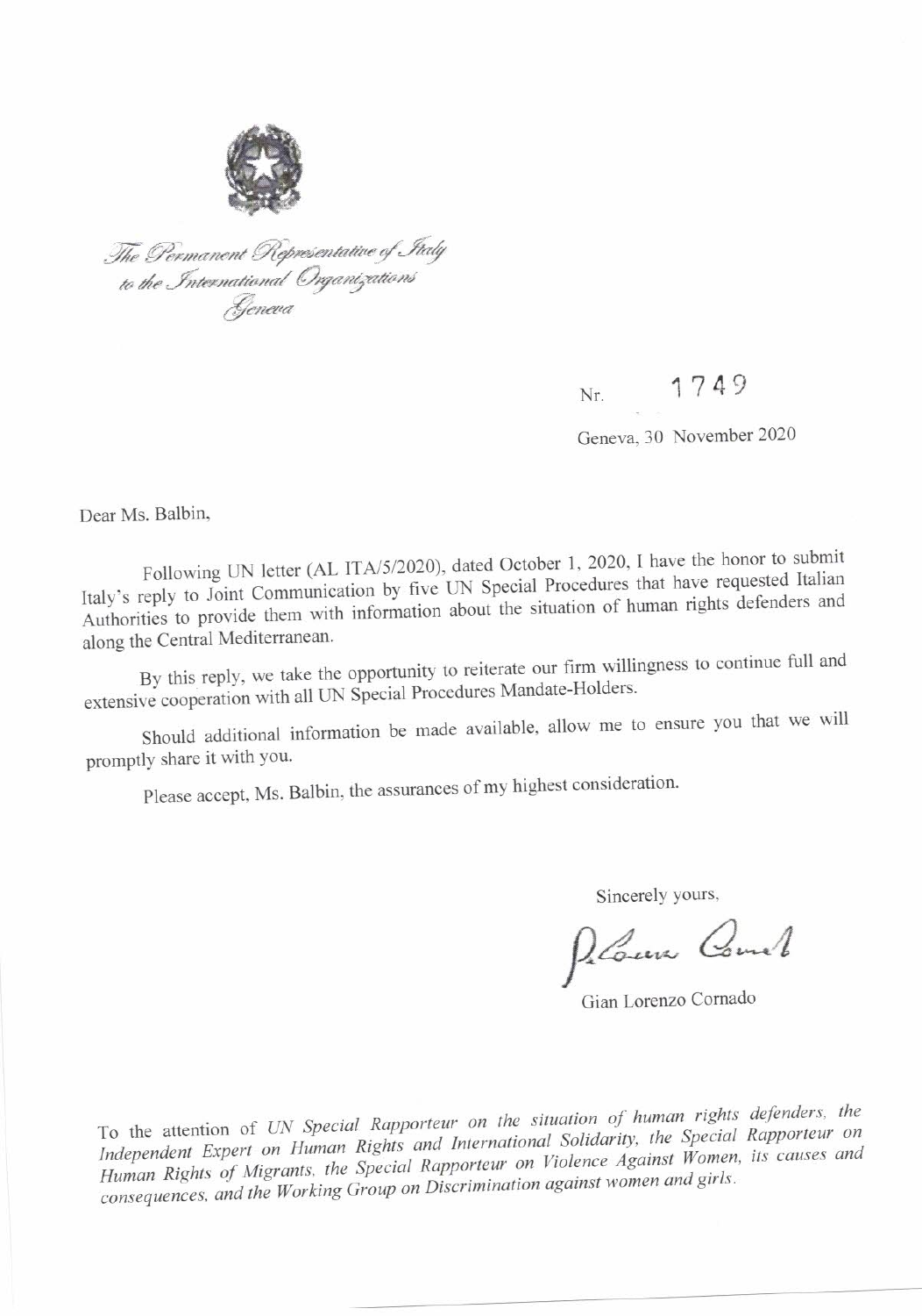*The Permanent Representative of Italy*
*to the International Organizations*
*Geneva*

Nr. 1749

Geneva, 30 November 2020

Dear Ms. Balbin,

Following UN letter (AL ITA/5/2020), dated October 1, 2020, I have the honor to submit Italy's reply to Joint Communication by five UN Special Procedures that have requested Italian Authorities to provide them with information about the situation of human rights defenders and along the Central Mediterranean.

By this reply, we take the opportunity to reiterate our firm willingness to continue full and extensive cooperation with all UN Special Procedures Mandate-Holders.

Should additional information be made available, allow me to ensure you that we will promptly share it with you.

Please accept, Ms. Balbin, the assurances of my highest consideration.

Sincerely yours,

Gian Lorenzo Cornado

To the attention of *UN Special Rapporteur on the situation of human rights defenders, the Independent Expert on Human Rights and International Solidarity, the Special Rapporteur on Human Rights of Migrants, the Special Rapporteur on Violence Against Women, its causes and consequences, and the Working Group on Discrimination against women and girls.*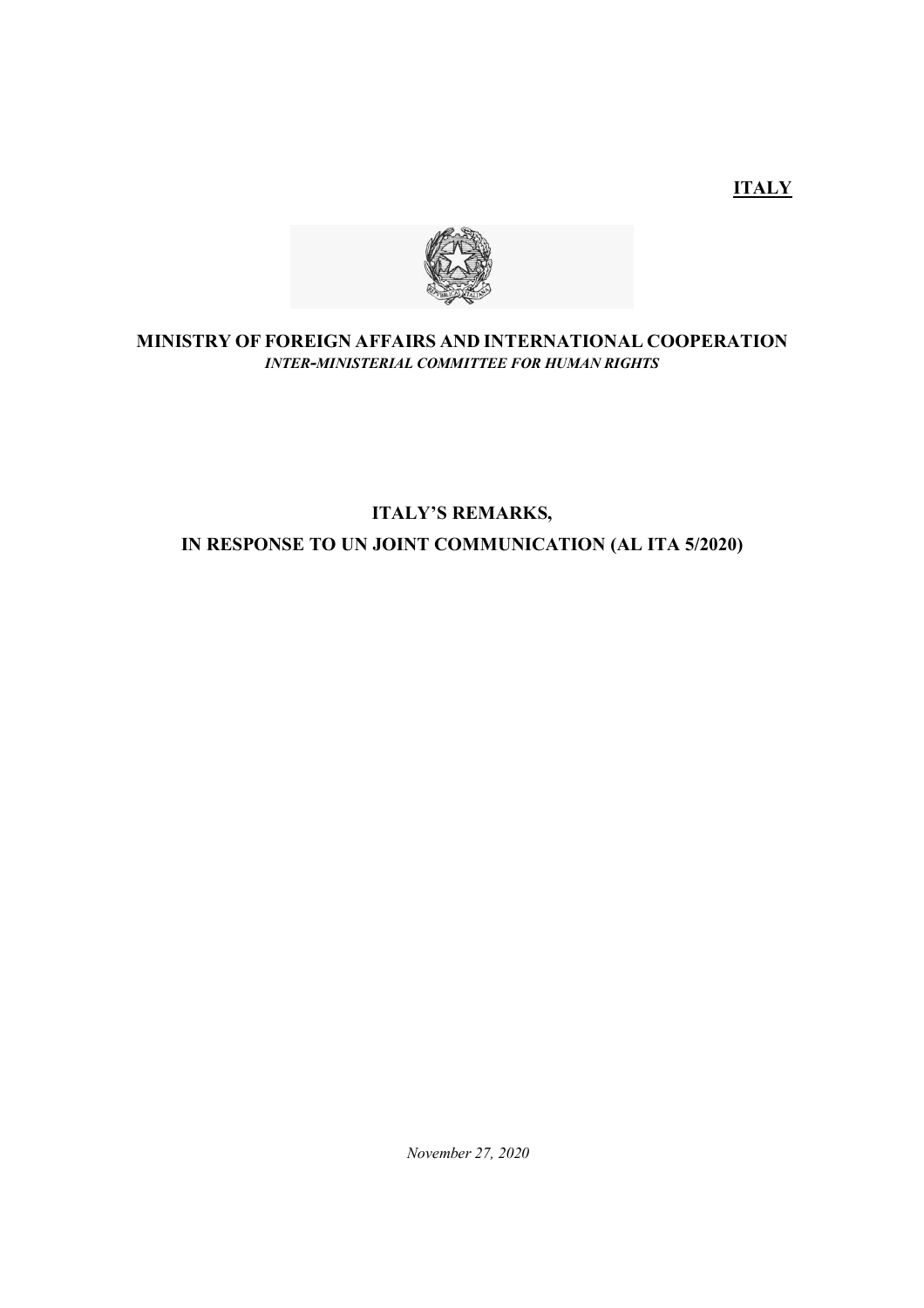**ITALY**

**MINISTRY OF FOREIGN AFFAIRS AND INTERNATIONAL COOPERATION**

***INTER-MINISTERIAL COMMITTEE FOR HUMAN RIGHTS***

# ITALY'S REMARKS, IN RESPONSE TO UN JOINT COMMUNICATION (AL ITA 5/2020)

*November 27, 2020*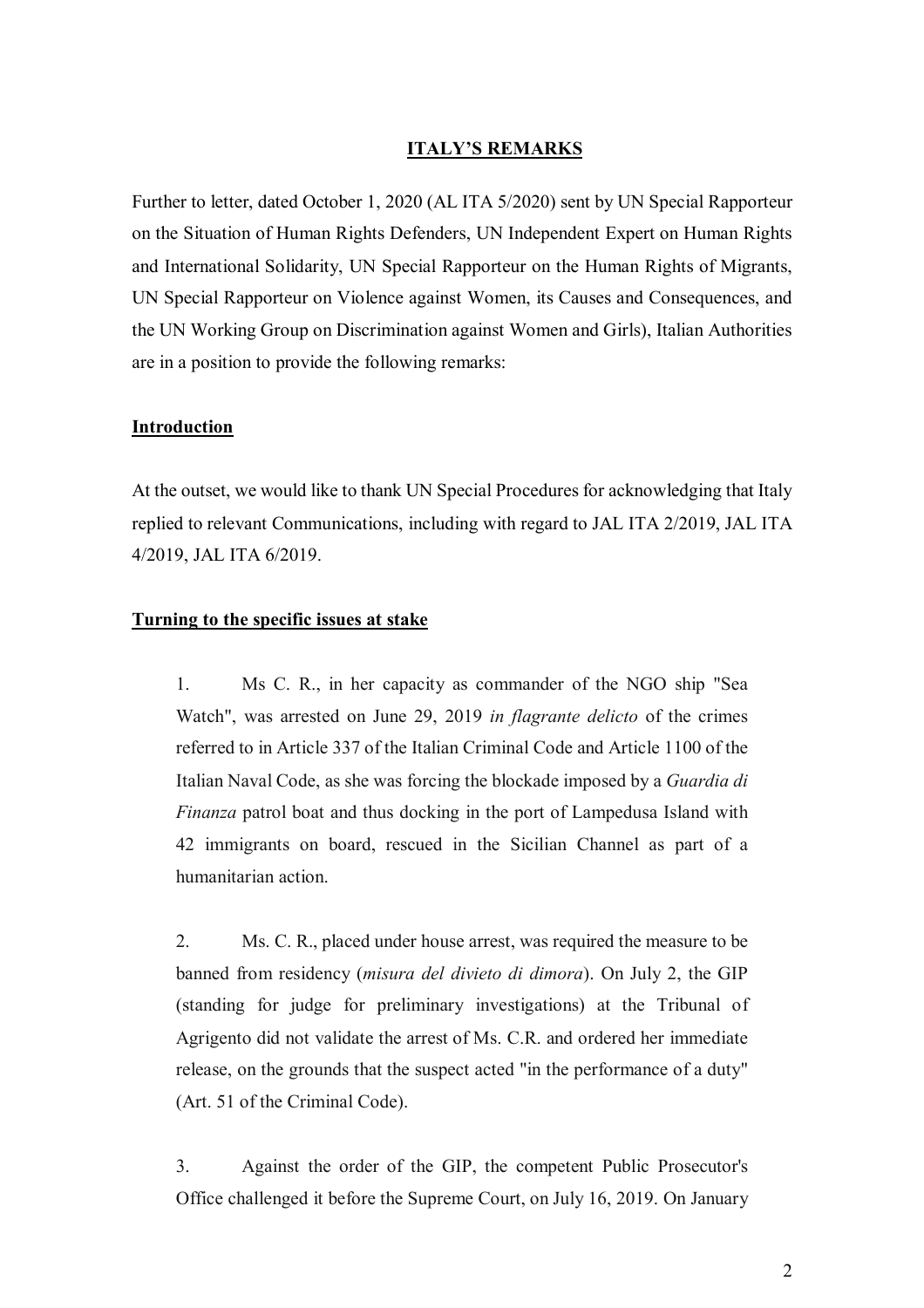## ITALY'S REMARKS

Further to letter, dated October 1, 2020 (AL ITA 5/2020) sent by UN Special Rapporteur on the Situation of Human Rights Defenders, UN Independent Expert on Human Rights and International Solidarity, UN Special Rapporteur on the Human Rights of Migrants, UN Special Rapporteur on Violence against Women, its Causes and Consequences, and the UN Working Group on Discrimination against Women and Girls), Italian Authorities are in a position to provide the following remarks:

### Introduction

At the outset, we would like to thank UN Special Procedures for acknowledging that Italy replied to relevant Communications, including with regard to JAL ITA 2/2019, JAL ITA 4/2019, JAL ITA 6/2019.

### Turning to the specific issues at stake

1. Ms C. R., in her capacity as commander of the NGO ship "Sea Watch", was arrested on June 29, 2019 *in flagrante delicto* of the crimes referred to in Article 337 of the Italian Criminal Code and Article 1100 of the Italian Naval Code, as she was forcing the blockade imposed by a *Guardia di Finanza* patrol boat and thus docking in the port of Lampedusa Island with 42 immigrants on board, rescued in the Sicilian Channel as part of a humanitarian action.

2. Ms. C. R., placed under house arrest, was required the measure to be banned from residency (*misura del divieto di dimora*). On July 2, the GIP (standing for judge for preliminary investigations) at the Tribunal of Agrigento did not validate the arrest of Ms. C.R. and ordered her immediate release, on the grounds that the suspect acted "in the performance of a duty" (Art. 51 of the Criminal Code).

3. Against the order of the GIP, the competent Public Prosecutor's Office challenged it before the Supreme Court, on July 16, 2019. On January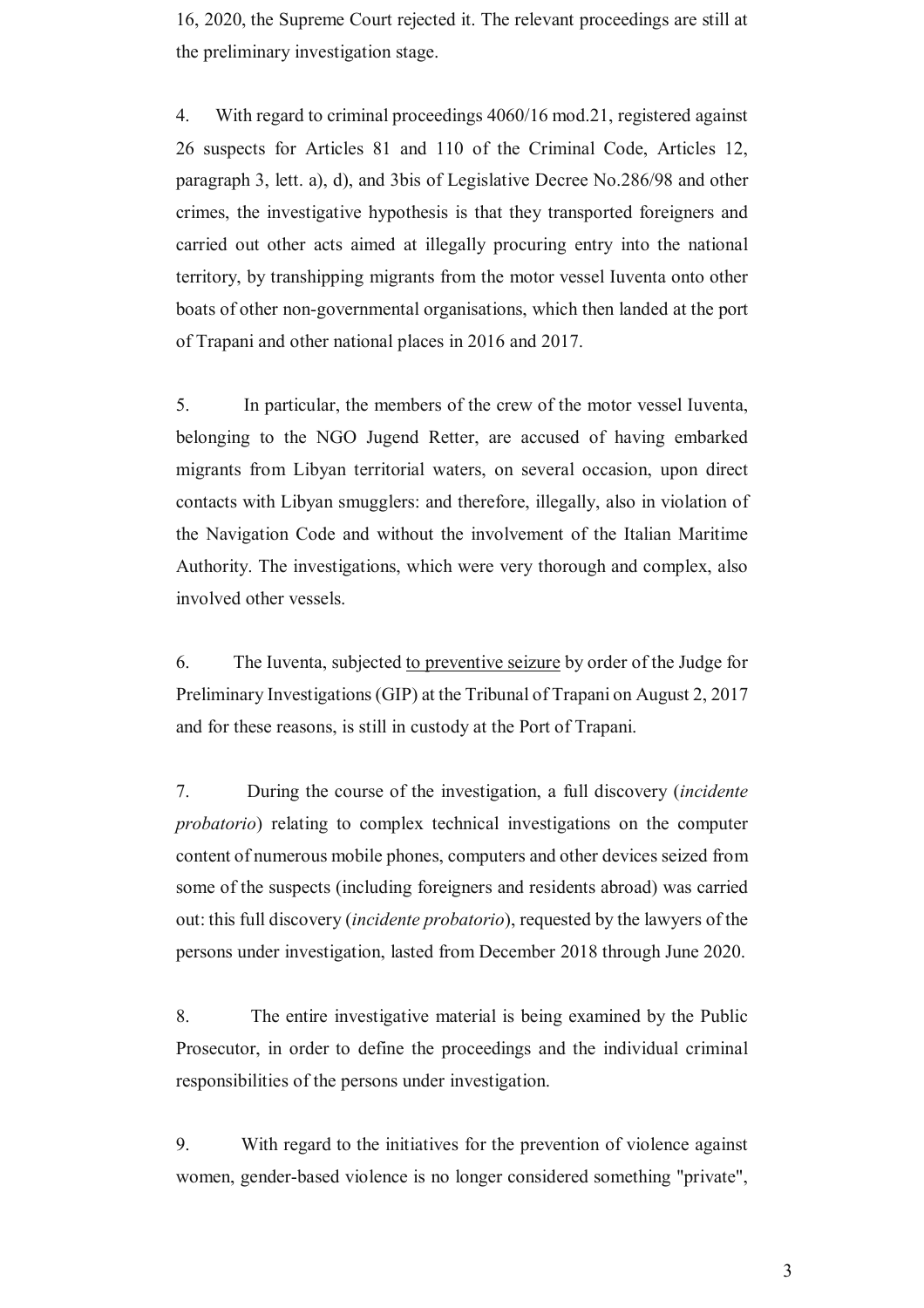16, 2020, the Supreme Court rejected it. The relevant proceedings are still at the preliminary investigation stage.

4. With regard to criminal proceedings 4060/16 mod.21, registered against 26 suspects for Articles 81 and 110 of the Criminal Code, Articles 12, paragraph 3, lett. a), d), and 3bis of Legislative Decree No.286/98 and other crimes, the investigative hypothesis is that they transported foreigners and carried out other acts aimed at illegally procuring entry into the national territory, by transhipping migrants from the motor vessel Iuventa onto other boats of other non-governmental organisations, which then landed at the port of Trapani and other national places in 2016 and 2017.

5. In particular, the members of the crew of the motor vessel Iuventa, belonging to the NGO Jugend Retter, are accused of having embarked migrants from Libyan territorial waters, on several occasion, upon direct contacts with Libyan smugglers: and therefore, illegally, also in violation of the Navigation Code and without the involvement of the Italian Maritime Authority. The investigations, which were very thorough and complex, also involved other vessels.

6. The Iuventa, subjected to preventive seizure by order of the Judge for Preliminary Investigations (GIP) at the Tribunal of Trapani on August 2, 2017 and for these reasons, is still in custody at the Port of Trapani.

7. During the course of the investigation, a full discovery (*incidente probatorio*) relating to complex technical investigations on the computer content of numerous mobile phones, computers and other devices seized from some of the suspects (including foreigners and residents abroad) was carried out: this full discovery (*incidente probatorio*), requested by the lawyers of the persons under investigation, lasted from December 2018 through June 2020.

8. The entire investigative material is being examined by the Public Prosecutor, in order to define the proceedings and the individual criminal responsibilities of the persons under investigation.

9. With regard to the initiatives for the prevention of violence against women, gender-based violence is no longer considered something "private",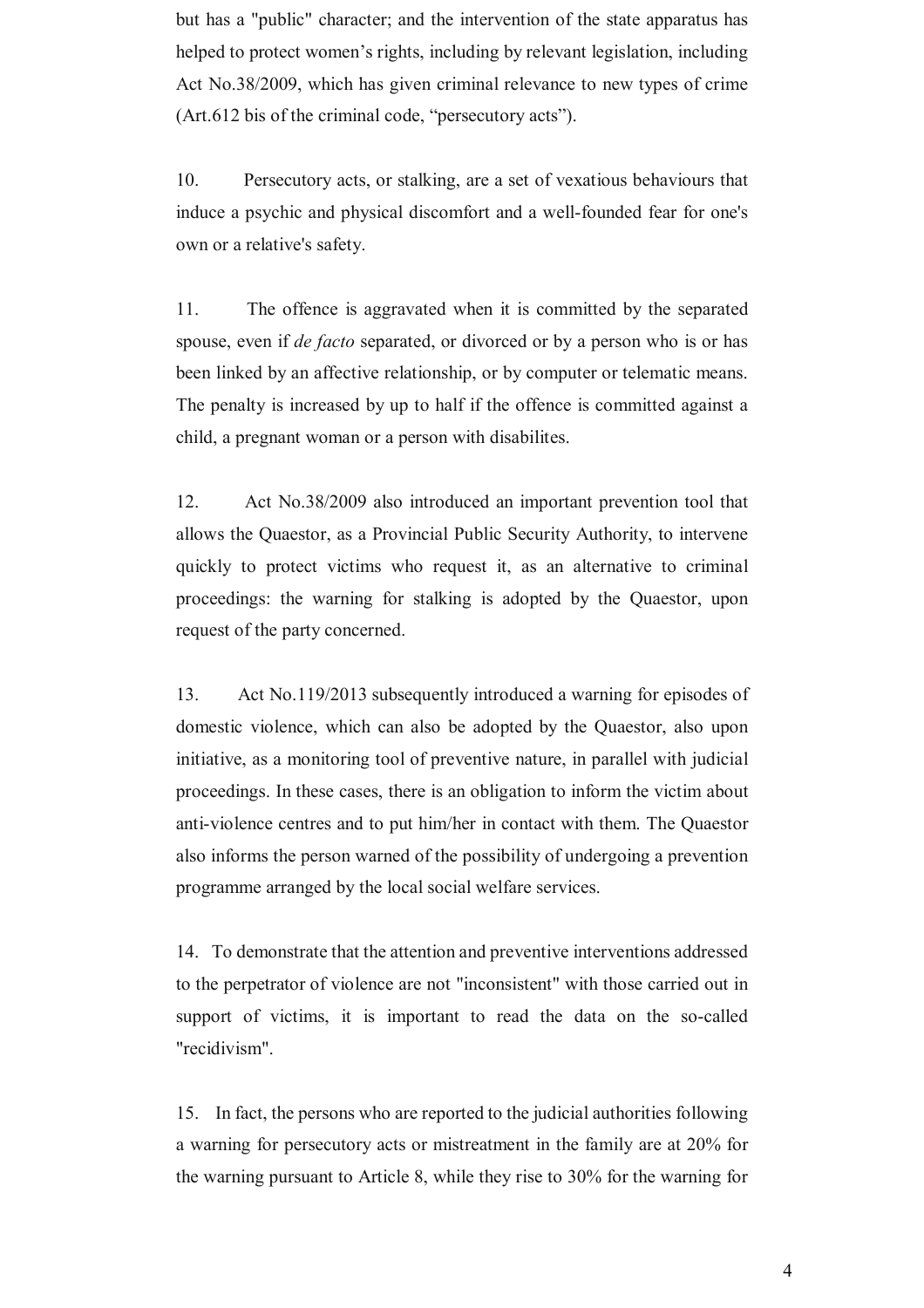but has a "public" character; and the intervention of the state apparatus has helped to protect women's rights, including by relevant legislation, including Act No.38/2009, which has given criminal relevance to new types of crime (Art.612 bis of the criminal code, "persecutory acts").

10. Persecutory acts, or stalking, are a set of vexatious behaviours that induce a psychic and physical discomfort and a well-founded fear for one's own or a relative's safety.

11. The offence is aggravated when it is committed by the separated spouse, even if *de facto* separated, or divorced or by a person who is or has been linked by an affective relationship, or by computer or telematic means. The penalty is increased by up to half if the offence is committed against a child, a pregnant woman or a person with disabilites.

12. Act No.38/2009 also introduced an important prevention tool that allows the Quaestor, as a Provincial Public Security Authority, to intervene quickly to protect victims who request it, as an alternative to criminal proceedings: the warning for stalking is adopted by the Quaestor, upon request of the party concerned.

13. Act No.119/2013 subsequently introduced a warning for episodes of domestic violence, which can also be adopted by the Quaestor, also upon initiative, as a monitoring tool of preventive nature, in parallel with judicial proceedings. In these cases, there is an obligation to inform the victim about anti-violence centres and to put him/her in contact with them. The Quaestor also informs the person warned of the possibility of undergoing a prevention programme arranged by the local social welfare services.

14. To demonstrate that the attention and preventive interventions addressed to the perpetrator of violence are not "inconsistent" with those carried out in support of victims, it is important to read the data on the so-called "recidivism".

15. In fact, the persons who are reported to the judicial authorities following a warning for persecutory acts or mistreatment in the family are at 20% for the warning pursuant to Article 8, while they rise to 30% for the warning for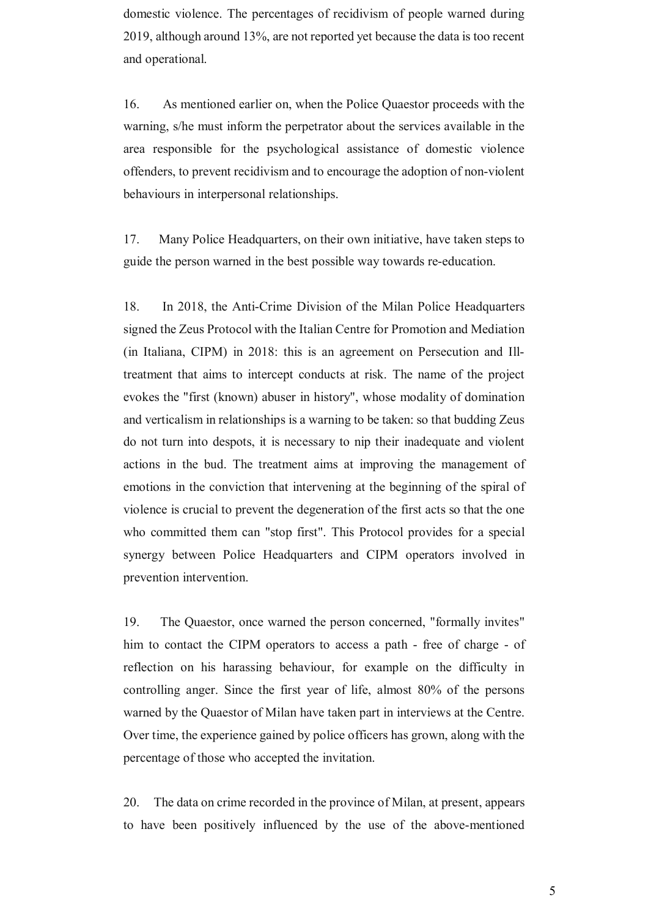domestic violence. The percentages of recidivism of people warned during 2019, although around 13%, are not reported yet because the data is too recent and operational.

16. As mentioned earlier on, when the Police Quaestor proceeds with the warning, s/he must inform the perpetrator about the services available in the area responsible for the psychological assistance of domestic violence offenders, to prevent recidivism and to encourage the adoption of non-violent behaviours in interpersonal relationships.

17. Many Police Headquarters, on their own initiative, have taken steps to guide the person warned in the best possible way towards re-education.

18. In 2018, the Anti-Crime Division of the Milan Police Headquarters signed the Zeus Protocol with the Italian Centre for Promotion and Mediation (in Italiana, CIPM) in 2018: this is an agreement on Persecution and Ill-treatment that aims to intercept conducts at risk. The name of the project evokes the "first (known) abuser in history", whose modality of domination and verticalism in relationships is a warning to be taken: so that budding Zeus do not turn into despots, it is necessary to nip their inadequate and violent actions in the bud. The treatment aims at improving the management of emotions in the conviction that intervening at the beginning of the spiral of violence is crucial to prevent the degeneration of the first acts so that the one who committed them can "stop first". This Protocol provides for a special synergy between Police Headquarters and CIPM operators involved in prevention intervention.

19. The Quaestor, once warned the person concerned, "formally invites" him to contact the CIPM operators to access a path - free of charge - of reflection on his harassing behaviour, for example on the difficulty in controlling anger. Since the first year of life, almost 80% of the persons warned by the Quaestor of Milan have taken part in interviews at the Centre. Over time, the experience gained by police officers has grown, along with the percentage of those who accepted the invitation.

20. The data on crime recorded in the province of Milan, at present, appears to have been positively influenced by the use of the above-mentioned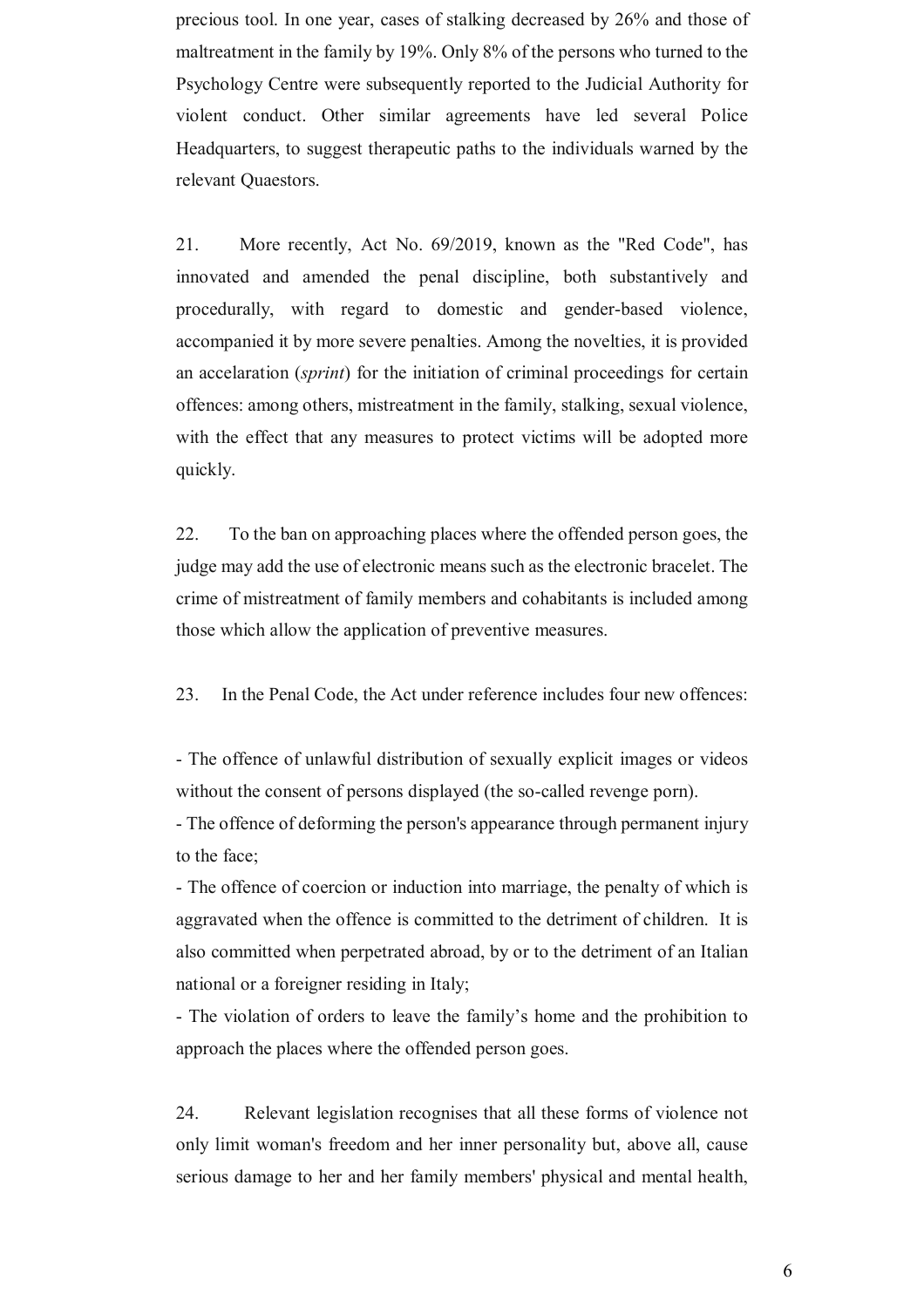precious tool. In one year, cases of stalking decreased by 26% and those of maltreatment in the family by 19%. Only 8% of the persons who turned to the Psychology Centre were subsequently reported to the Judicial Authority for violent conduct. Other similar agreements have led several Police Headquarters, to suggest therapeutic paths to the individuals warned by the relevant Quaestors.

21. More recently, Act No. 69/2019, known as the "Red Code", has innovated and amended the penal discipline, both substantively and procedurally, with regard to domestic and gender-based violence, accompanied it by more severe penalties. Among the novelties, it is provided an accelaration (*sprint*) for the initiation of criminal proceedings for certain offences: among others, mistreatment in the family, stalking, sexual violence, with the effect that any measures to protect victims will be adopted more quickly.

22. To the ban on approaching places where the offended person goes, the judge may add the use of electronic means such as the electronic bracelet. The crime of mistreatment of family members and cohabitants is included among those which allow the application of preventive measures.

23. In the Penal Code, the Act under reference includes four new offences:

- The offence of unlawful distribution of sexually explicit images or videos without the consent of persons displayed (the so-called revenge porn).
- The offence of deforming the person's appearance through permanent injury to the face;
- The offence of coercion or induction into marriage, the penalty of which is aggravated when the offence is committed to the detriment of children. It is also committed when perpetrated abroad, by or to the detriment of an Italian national or a foreigner residing in Italy;
- The violation of orders to leave the family's home and the prohibition to approach the places where the offended person goes.

24. Relevant legislation recognises that all these forms of violence not only limit woman's freedom and her inner personality but, above all, cause serious damage to her and her family members' physical and mental health,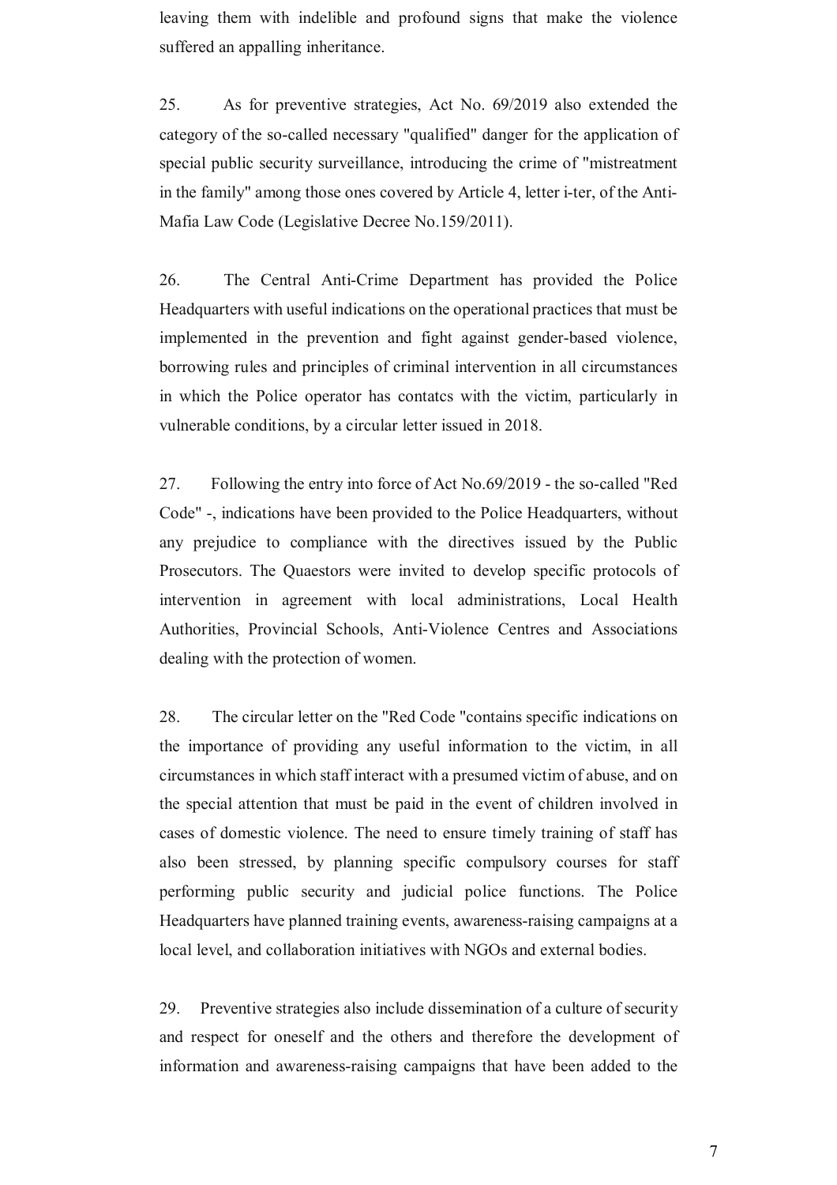leaving them with indelible and profound signs that make the violence suffered an appalling inheritance.

25. As for preventive strategies, Act No. 69/2019 also extended the category of the so-called necessary "qualified" danger for the application of special public security surveillance, introducing the crime of "mistreatment in the family" among those ones covered by Article 4, letter i-ter, of the Anti-Mafia Law Code (Legislative Decree No.159/2011).

26. The Central Anti-Crime Department has provided the Police Headquarters with useful indications on the operational practices that must be implemented in the prevention and fight against gender-based violence, borrowing rules and principles of criminal intervention in all circumstances in which the Police operator has contatcs with the victim, particularly in vulnerable conditions, by a circular letter issued in 2018.

27. Following the entry into force of Act No.69/2019 - the so-called "Red Code" -, indications have been provided to the Police Headquarters, without any prejudice to compliance with the directives issued by the Public Prosecutors. The Quaestors were invited to develop specific protocols of intervention in agreement with local administrations, Local Health Authorities, Provincial Schools, Anti-Violence Centres and Associations dealing with the protection of women.

28. The circular letter on the "Red Code "contains specific indications on the importance of providing any useful information to the victim, in all circumstances in which staff interact with a presumed victim of abuse, and on the special attention that must be paid in the event of children involved in cases of domestic violence. The need to ensure timely training of staff has also been stressed, by planning specific compulsory courses for staff performing public security and judicial police functions. The Police Headquarters have planned training events, awareness-raising campaigns at a local level, and collaboration initiatives with NGOs and external bodies.

29. Preventive strategies also include dissemination of a culture of security and respect for oneself and the others and therefore the development of information and awareness-raising campaigns that have been added to the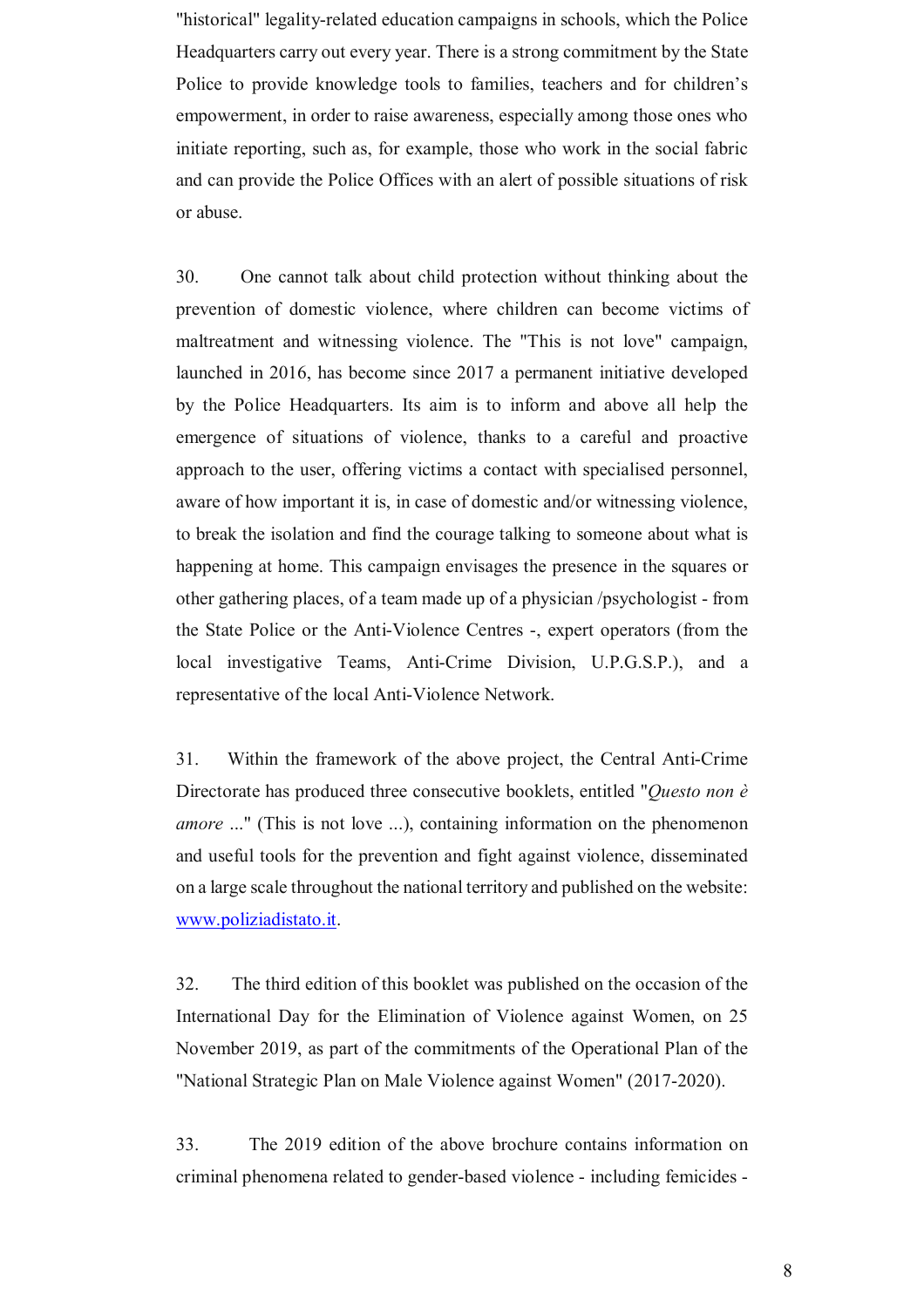"historical" legality-related education campaigns in schools, which the Police Headquarters carry out every year. There is a strong commitment by the State Police to provide knowledge tools to families, teachers and for children's empowerment, in order to raise awareness, especially among those ones who initiate reporting, such as, for example, those who work in the social fabric and can provide the Police Offices with an alert of possible situations of risk or abuse.

30. One cannot talk about child protection without thinking about the prevention of domestic violence, where children can become victims of maltreatment and witnessing violence. The "This is not love" campaign, launched in 2016, has become since 2017 a permanent initiative developed by the Police Headquarters. Its aim is to inform and above all help the emergence of situations of violence, thanks to a careful and proactive approach to the user, offering victims a contact with specialised personnel, aware of how important it is, in case of domestic and/or witnessing violence, to break the isolation and find the courage talking to someone about what is happening at home. This campaign envisages the presence in the squares or other gathering places, of a team made up of a physician /psychologist - from the State Police or the Anti-Violence Centres -, expert operators (from the local investigative Teams, Anti-Crime Division, U.P.G.S.P.), and a representative of the local Anti-Violence Network.

31. Within the framework of the above project, the Central Anti-Crime Directorate has produced three consecutive booklets, entitled "*Questo non è amore* ..." (This is not love ...), containing information on the phenomenon and useful tools for the prevention and fight against violence, disseminated on a large scale throughout the national territory and published on the website: www.poliziadistato.it.

32. The third edition of this booklet was published on the occasion of the International Day for the Elimination of Violence against Women, on 25 November 2019, as part of the commitments of the Operational Plan of the "National Strategic Plan on Male Violence against Women" (2017-2020).

33. The 2019 edition of the above brochure contains information on criminal phenomena related to gender-based violence - including femicides -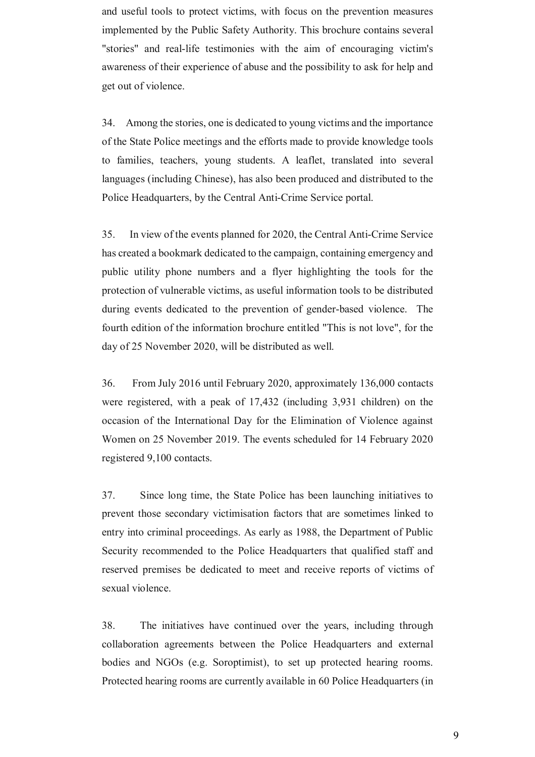and useful tools to protect victims, with focus on the prevention measures implemented by the Public Safety Authority. This brochure contains several "stories" and real-life testimonies with the aim of encouraging victim's awareness of their experience of abuse and the possibility to ask for help and get out of violence.

34. Among the stories, one is dedicated to young victims and the importance of the State Police meetings and the efforts made to provide knowledge tools to families, teachers, young students. A leaflet, translated into several languages (including Chinese), has also been produced and distributed to the Police Headquarters, by the Central Anti-Crime Service portal.

35. In view of the events planned for 2020, the Central Anti-Crime Service has created a bookmark dedicated to the campaign, containing emergency and public utility phone numbers and a flyer highlighting the tools for the protection of vulnerable victims, as useful information tools to be distributed during events dedicated to the prevention of gender-based violence. The fourth edition of the information brochure entitled "This is not love", for the day of 25 November 2020, will be distributed as well.

36. From July 2016 until February 2020, approximately 136,000 contacts were registered, with a peak of 17,432 (including 3,931 children) on the occasion of the International Day for the Elimination of Violence against Women on 25 November 2019. The events scheduled for 14 February 2020 registered 9,100 contacts.

37. Since long time, the State Police has been launching initiatives to prevent those secondary victimisation factors that are sometimes linked to entry into criminal proceedings. As early as 1988, the Department of Public Security recommended to the Police Headquarters that qualified staff and reserved premises be dedicated to meet and receive reports of victims of sexual violence.

38. The initiatives have continued over the years, including through collaboration agreements between the Police Headquarters and external bodies and NGOs (e.g. Soroptimist), to set up protected hearing rooms. Protected hearing rooms are currently available in 60 Police Headquarters (in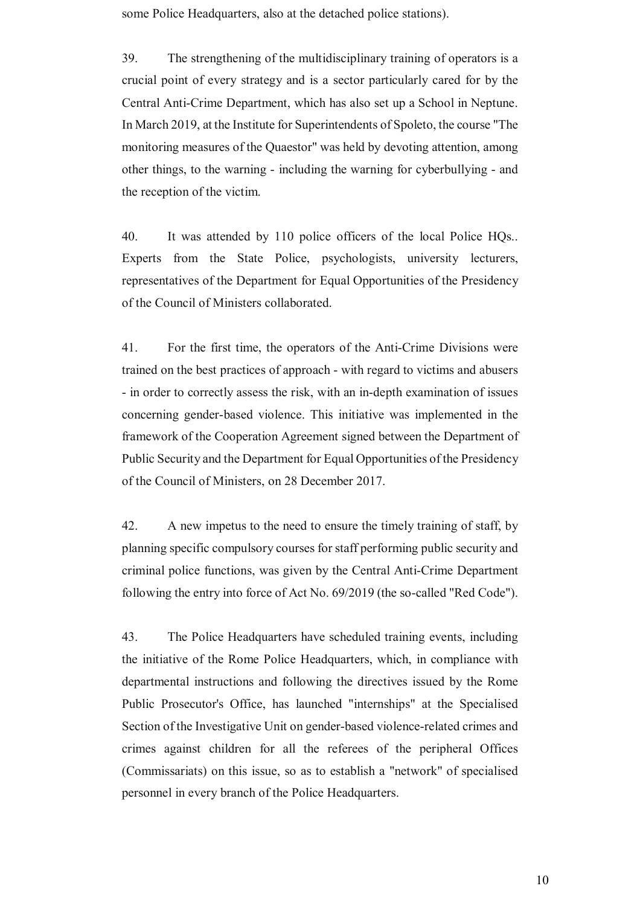some Police Headquarters, also at the detached police stations).

39. The strengthening of the multidisciplinary training of operators is a crucial point of every strategy and is a sector particularly cared for by the Central Anti-Crime Department, which has also set up a School in Neptune. In March 2019, at the Institute for Superintendents of Spoleto, the course "The monitoring measures of the Quaestor" was held by devoting attention, among other things, to the warning - including the warning for cyberbullying - and the reception of the victim.

40. It was attended by 110 police officers of the local Police HQs.. Experts from the State Police, psychologists, university lecturers, representatives of the Department for Equal Opportunities of the Presidency of the Council of Ministers collaborated.

41. For the first time, the operators of the Anti-Crime Divisions were trained on the best practices of approach - with regard to victims and abusers - in order to correctly assess the risk, with an in-depth examination of issues concerning gender-based violence. This initiative was implemented in the framework of the Cooperation Agreement signed between the Department of Public Security and the Department for Equal Opportunities of the Presidency of the Council of Ministers, on 28 December 2017.

42. A new impetus to the need to ensure the timely training of staff, by planning specific compulsory courses for staff performing public security and criminal police functions, was given by the Central Anti-Crime Department following the entry into force of Act No. 69/2019 (the so-called "Red Code").

43. The Police Headquarters have scheduled training events, including the initiative of the Rome Police Headquarters, which, in compliance with departmental instructions and following the directives issued by the Rome Public Prosecutor's Office, has launched "internships" at the Specialised Section of the Investigative Unit on gender-based violence-related crimes and crimes against children for all the referees of the peripheral Offices (Commissariats) on this issue, so as to establish a "network" of specialised personnel in every branch of the Police Headquarters.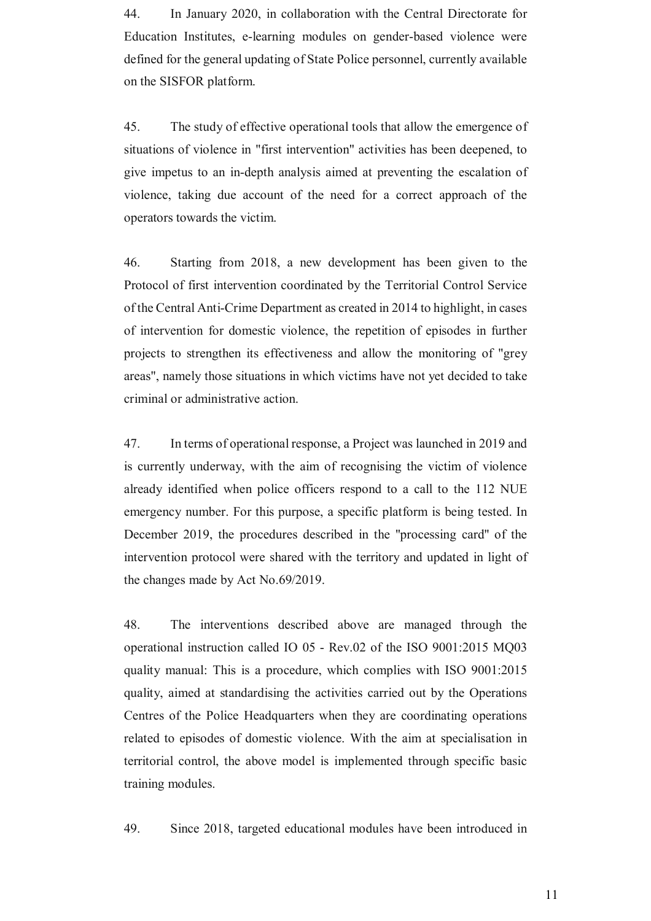44. In January 2020, in collaboration with the Central Directorate for Education Institutes, e-learning modules on gender-based violence were defined for the general updating of State Police personnel, currently available on the SISFOR platform.

45. The study of effective operational tools that allow the emergence of situations of violence in "first intervention" activities has been deepened, to give impetus to an in-depth analysis aimed at preventing the escalation of violence, taking due account of the need for a correct approach of the operators towards the victim.

46. Starting from 2018, a new development has been given to the Protocol of first intervention coordinated by the Territorial Control Service of the Central Anti-Crime Department as created in 2014 to highlight, in cases of intervention for domestic violence, the repetition of episodes in further projects to strengthen its effectiveness and allow the monitoring of "grey areas", namely those situations in which victims have not yet decided to take criminal or administrative action.

47. In terms of operational response, a Project was launched in 2019 and is currently underway, with the aim of recognising the victim of violence already identified when police officers respond to a call to the 112 NUE emergency number. For this purpose, a specific platform is being tested. In December 2019, the procedures described in the "processing card" of the intervention protocol were shared with the territory and updated in light of the changes made by Act No.69/2019.

48. The interventions described above are managed through the operational instruction called IO 05 - Rev.02 of the ISO 9001:2015 MQ03 quality manual: This is a procedure, which complies with ISO 9001:2015 quality, aimed at standardising the activities carried out by the Operations Centres of the Police Headquarters when they are coordinating operations related to episodes of domestic violence. With the aim at specialisation in territorial control, the above model is implemented through specific basic training modules.

49. Since 2018, targeted educational modules have been introduced in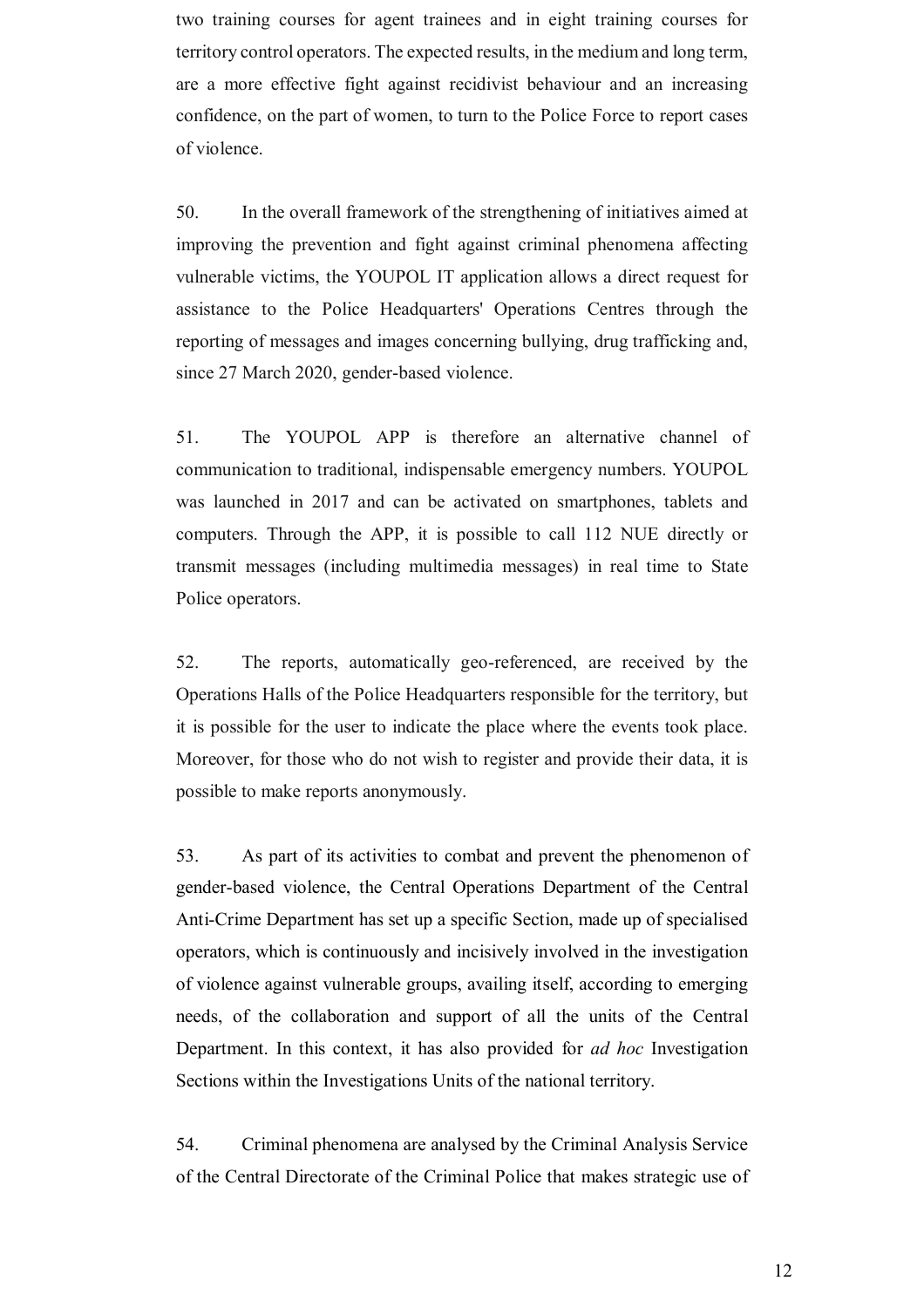two training courses for agent trainees and in eight training courses for territory control operators. The expected results, in the medium and long term, are a more effective fight against recidivist behaviour and an increasing confidence, on the part of women, to turn to the Police Force to report cases of violence.

50. In the overall framework of the strengthening of initiatives aimed at improving the prevention and fight against criminal phenomena affecting vulnerable victims, the YOUPOL IT application allows a direct request for assistance to the Police Headquarters' Operations Centres through the reporting of messages and images concerning bullying, drug trafficking and, since 27 March 2020, gender-based violence.

51. The YOUPOL APP is therefore an alternative channel of communication to traditional, indispensable emergency numbers. YOUPOL was launched in 2017 and can be activated on smartphones, tablets and computers. Through the APP, it is possible to call 112 NUE directly or transmit messages (including multimedia messages) in real time to State Police operators.

52. The reports, automatically geo-referenced, are received by the Operations Halls of the Police Headquarters responsible for the territory, but it is possible for the user to indicate the place where the events took place. Moreover, for those who do not wish to register and provide their data, it is possible to make reports anonymously.

53. As part of its activities to combat and prevent the phenomenon of gender-based violence, the Central Operations Department of the Central Anti-Crime Department has set up a specific Section, made up of specialised operators, which is continuously and incisively involved in the investigation of violence against vulnerable groups, availing itself, according to emerging needs, of the collaboration and support of all the units of the Central Department. In this context, it has also provided for *ad hoc* Investigation Sections within the Investigations Units of the national territory.

54. Criminal phenomena are analysed by the Criminal Analysis Service of the Central Directorate of the Criminal Police that makes strategic use of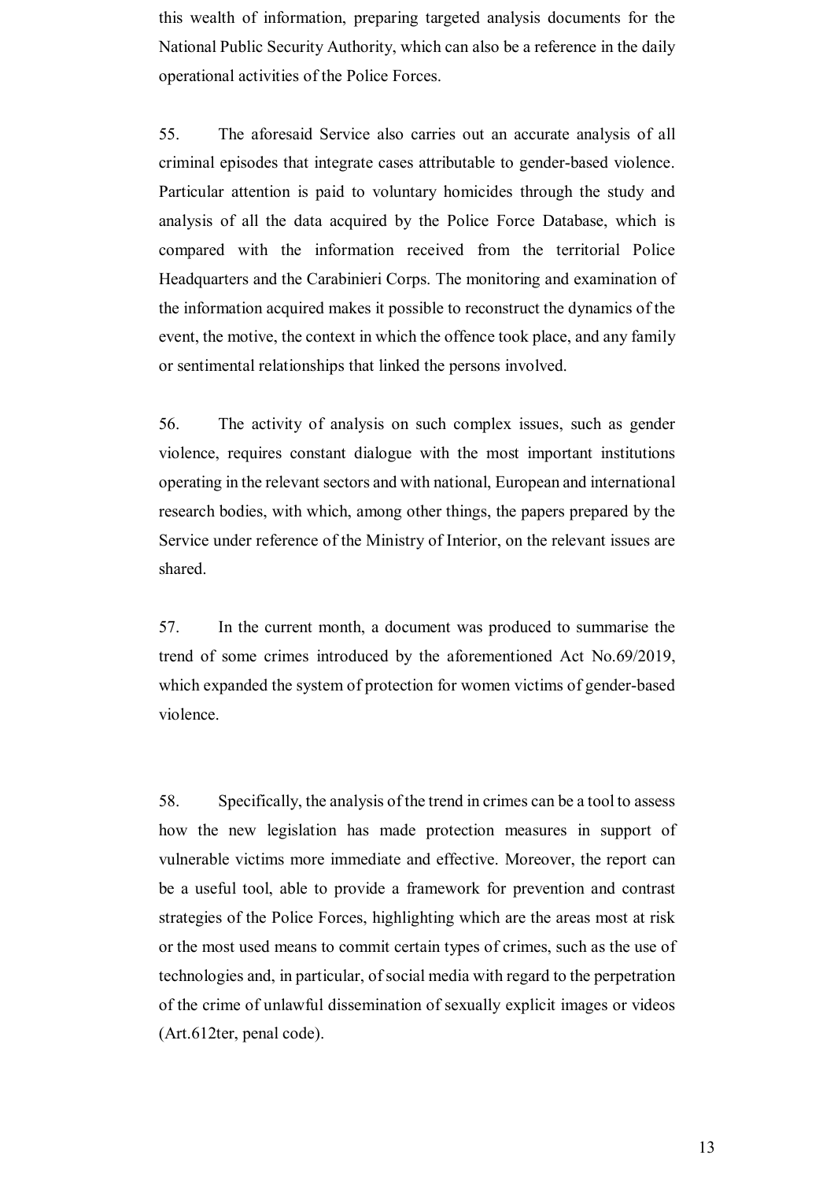this wealth of information, preparing targeted analysis documents for the National Public Security Authority, which can also be a reference in the daily operational activities of the Police Forces.

55. The aforesaid Service also carries out an accurate analysis of all criminal episodes that integrate cases attributable to gender-based violence. Particular attention is paid to voluntary homicides through the study and analysis of all the data acquired by the Police Force Database, which is compared with the information received from the territorial Police Headquarters and the Carabinieri Corps. The monitoring and examination of the information acquired makes it possible to reconstruct the dynamics of the event, the motive, the context in which the offence took place, and any family or sentimental relationships that linked the persons involved.

56. The activity of analysis on such complex issues, such as gender violence, requires constant dialogue with the most important institutions operating in the relevant sectors and with national, European and international research bodies, with which, among other things, the papers prepared by the Service under reference of the Ministry of Interior, on the relevant issues are shared.

57. In the current month, a document was produced to summarise the trend of some crimes introduced by the aforementioned Act No.69/2019, which expanded the system of protection for women victims of gender-based violence.

58. Specifically, the analysis of the trend in crimes can be a tool to assess how the new legislation has made protection measures in support of vulnerable victims more immediate and effective. Moreover, the report can be a useful tool, able to provide a framework for prevention and contrast strategies of the Police Forces, highlighting which are the areas most at risk or the most used means to commit certain types of crimes, such as the use of technologies and, in particular, of social media with regard to the perpetration of the crime of unlawful dissemination of sexually explicit images or videos (Art.612ter, penal code).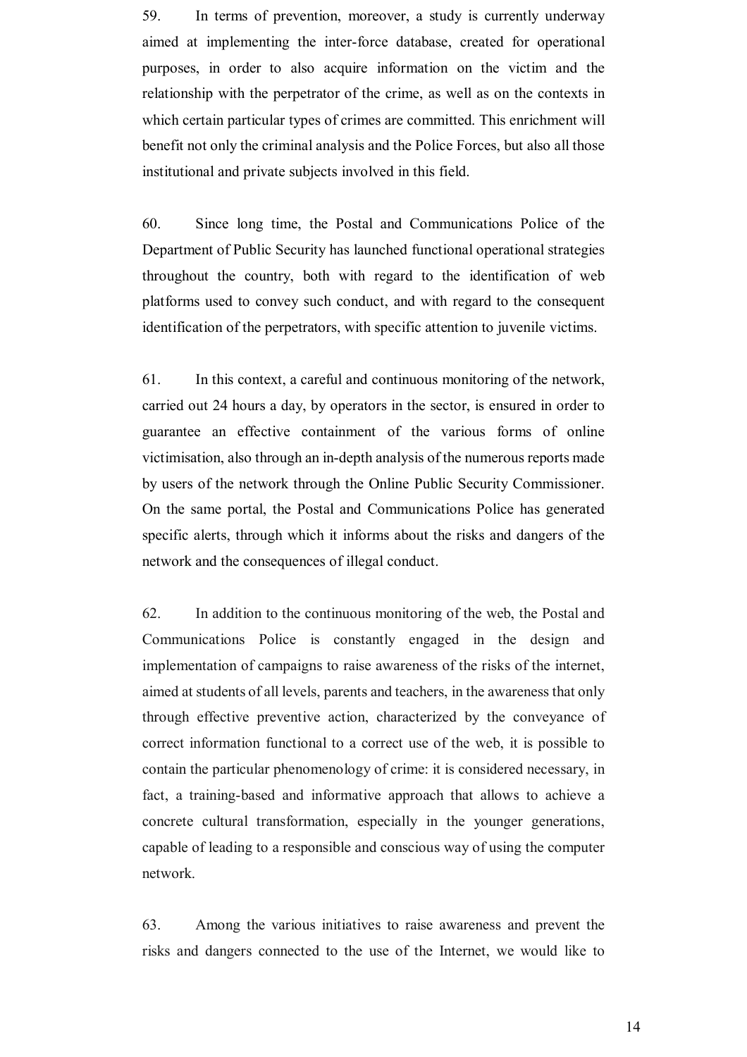59. In terms of prevention, moreover, a study is currently underway aimed at implementing the inter-force database, created for operational purposes, in order to also acquire information on the victim and the relationship with the perpetrator of the crime, as well as on the contexts in which certain particular types of crimes are committed. This enrichment will benefit not only the criminal analysis and the Police Forces, but also all those institutional and private subjects involved in this field.

60. Since long time, the Postal and Communications Police of the Department of Public Security has launched functional operational strategies throughout the country, both with regard to the identification of web platforms used to convey such conduct, and with regard to the consequent identification of the perpetrators, with specific attention to juvenile victims.

61. In this context, a careful and continuous monitoring of the network, carried out 24 hours a day, by operators in the sector, is ensured in order to guarantee an effective containment of the various forms of online victimisation, also through an in-depth analysis of the numerous reports made by users of the network through the Online Public Security Commissioner. On the same portal, the Postal and Communications Police has generated specific alerts, through which it informs about the risks and dangers of the network and the consequences of illegal conduct.

62. In addition to the continuous monitoring of the web, the Postal and Communications Police is constantly engaged in the design and implementation of campaigns to raise awareness of the risks of the internet, aimed at students of all levels, parents and teachers, in the awareness that only through effective preventive action, characterized by the conveyance of correct information functional to a correct use of the web, it is possible to contain the particular phenomenology of crime: it is considered necessary, in fact, a training-based and informative approach that allows to achieve a concrete cultural transformation, especially in the younger generations, capable of leading to a responsible and conscious way of using the computer network.

63. Among the various initiatives to raise awareness and prevent the risks and dangers connected to the use of the Internet, we would like to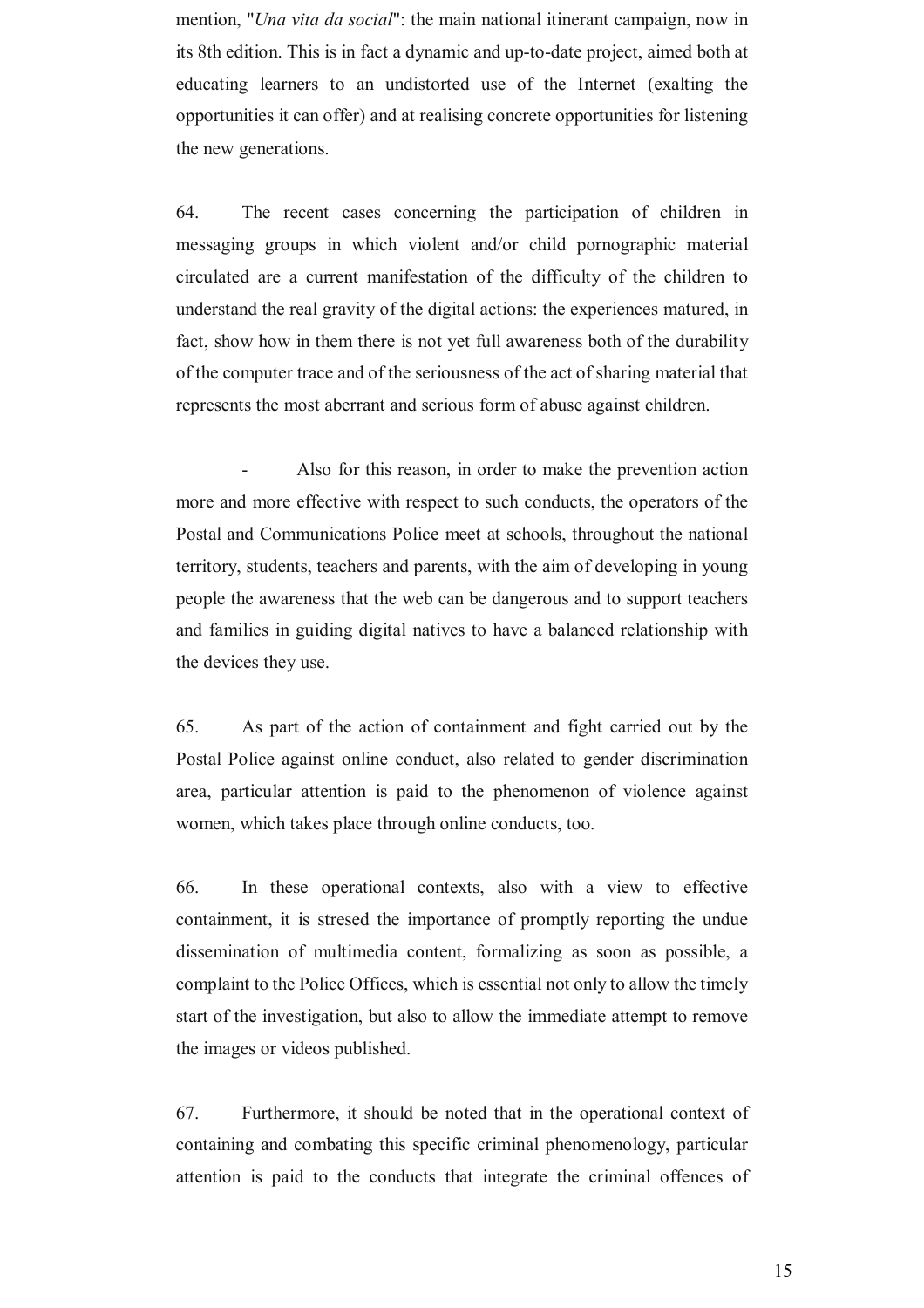mention, "*Una vita da social*": the main national itinerant campaign, now in its 8th edition. This is in fact a dynamic and up-to-date project, aimed both at educating learners to an undistorted use of the Internet (exalting the opportunities it can offer) and at realising concrete opportunities for listening the new generations.

64. The recent cases concerning the participation of children in messaging groups in which violent and/or child pornographic material circulated are a current manifestation of the difficulty of the children to understand the real gravity of the digital actions: the experiences matured, in fact, show how in them there is not yet full awareness both of the durability of the computer trace and of the seriousness of the act of sharing material that represents the most aberrant and serious form of abuse against children.

- Also for this reason, in order to make the prevention action more and more effective with respect to such conducts, the operators of the Postal and Communications Police meet at schools, throughout the national territory, students, teachers and parents, with the aim of developing in young people the awareness that the web can be dangerous and to support teachers and families in guiding digital natives to have a balanced relationship with the devices they use.

65. As part of the action of containment and fight carried out by the Postal Police against online conduct, also related to gender discrimination area, particular attention is paid to the phenomenon of violence against women, which takes place through online conducts, too.

66. In these operational contexts, also with a view to effective containment, it is stresed the importance of promptly reporting the undue dissemination of multimedia content, formalizing as soon as possible, a complaint to the Police Offices, which is essential not only to allow the timely start of the investigation, but also to allow the immediate attempt to remove the images or videos published.

67. Furthermore, it should be noted that in the operational context of containing and combating this specific criminal phenomenology, particular attention is paid to the conducts that integrate the criminal offences of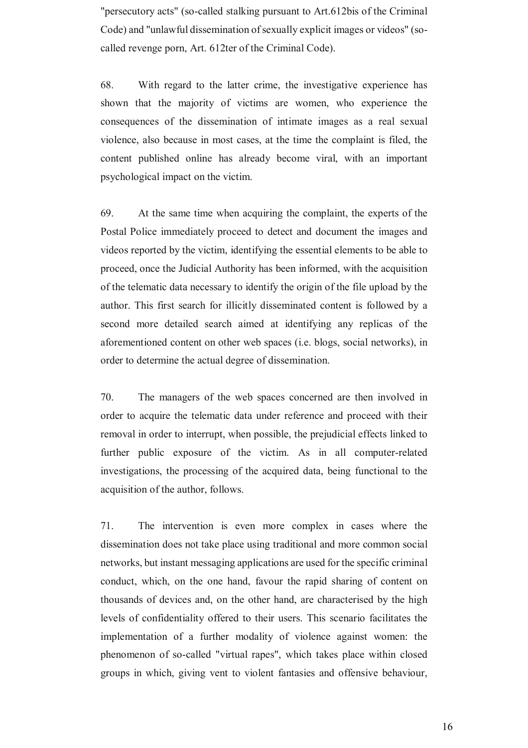"persecutory acts" (so-called stalking pursuant to Art.612bis of the Criminal Code) and "unlawful dissemination of sexually explicit images or videos" (so-called revenge porn, Art. 612ter of the Criminal Code).

68. With regard to the latter crime, the investigative experience has shown that the majority of victims are women, who experience the consequences of the dissemination of intimate images as a real sexual violence, also because in most cases, at the time the complaint is filed, the content published online has already become viral, with an important psychological impact on the victim.

69. At the same time when acquiring the complaint, the experts of the Postal Police immediately proceed to detect and document the images and videos reported by the victim, identifying the essential elements to be able to proceed, once the Judicial Authority has been informed, with the acquisition of the telematic data necessary to identify the origin of the file upload by the author. This first search for illicitly disseminated content is followed by a second more detailed search aimed at identifying any replicas of the aforementioned content on other web spaces (i.e. blogs, social networks), in order to determine the actual degree of dissemination.

70. The managers of the web spaces concerned are then involved in order to acquire the telematic data under reference and proceed with their removal in order to interrupt, when possible, the prejudicial effects linked to further public exposure of the victim. As in all computer-related investigations, the processing of the acquired data, being functional to the acquisition of the author, follows.

71. The intervention is even more complex in cases where the dissemination does not take place using traditional and more common social networks, but instant messaging applications are used for the specific criminal conduct, which, on the one hand, favour the rapid sharing of content on thousands of devices and, on the other hand, are characterised by the high levels of confidentiality offered to their users. This scenario facilitates the implementation of a further modality of violence against women: the phenomenon of so-called "virtual rapes", which takes place within closed groups in which, giving vent to violent fantasies and offensive behaviour,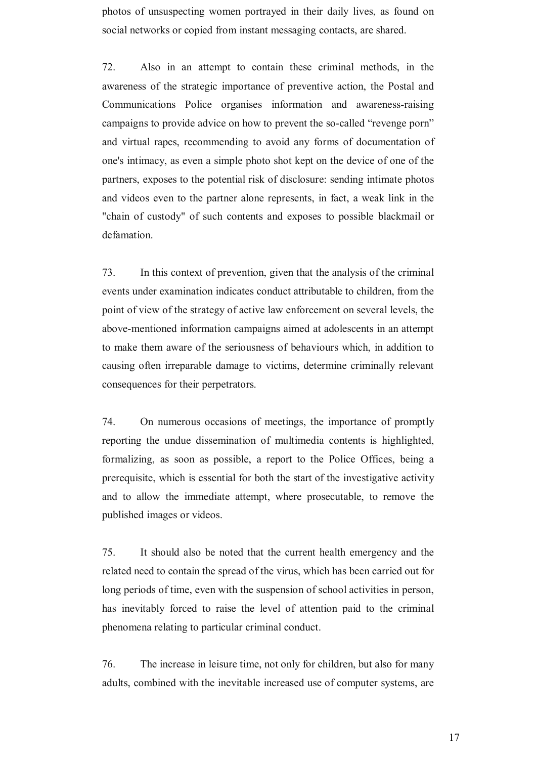photos of unsuspecting women portrayed in their daily lives, as found on social networks or copied from instant messaging contacts, are shared.

72. Also in an attempt to contain these criminal methods, in the awareness of the strategic importance of preventive action, the Postal and Communications Police organises information and awareness-raising campaigns to provide advice on how to prevent the so-called "revenge porn" and virtual rapes, recommending to avoid any forms of documentation of one's intimacy, as even a simple photo shot kept on the device of one of the partners, exposes to the potential risk of disclosure: sending intimate photos and videos even to the partner alone represents, in fact, a weak link in the "chain of custody" of such contents and exposes to possible blackmail or defamation.

73. In this context of prevention, given that the analysis of the criminal events under examination indicates conduct attributable to children, from the point of view of the strategy of active law enforcement on several levels, the above-mentioned information campaigns aimed at adolescents in an attempt to make them aware of the seriousness of behaviours which, in addition to causing often irreparable damage to victims, determine criminally relevant consequences for their perpetrators.

74. On numerous occasions of meetings, the importance of promptly reporting the undue dissemination of multimedia contents is highlighted, formalizing, as soon as possible, a report to the Police Offices, being a prerequisite, which is essential for both the start of the investigative activity and to allow the immediate attempt, where prosecutable, to remove the published images or videos.

75. It should also be noted that the current health emergency and the related need to contain the spread of the virus, which has been carried out for long periods of time, even with the suspension of school activities in person, has inevitably forced to raise the level of attention paid to the criminal phenomena relating to particular criminal conduct.

76. The increase in leisure time, not only for children, but also for many adults, combined with the inevitable increased use of computer systems, are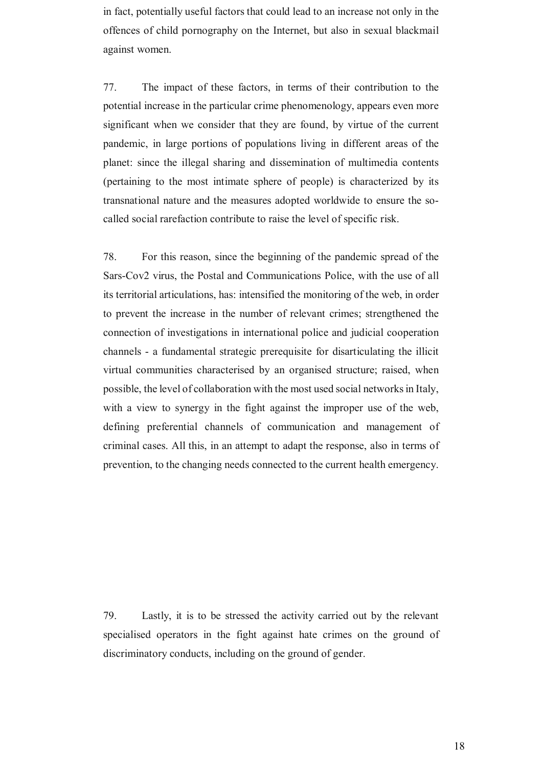in fact, potentially useful factors that could lead to an increase not only in the offences of child pornography on the Internet, but also in sexual blackmail against women.

77. The impact of these factors, in terms of their contribution to the potential increase in the particular crime phenomenology, appears even more significant when we consider that they are found, by virtue of the current pandemic, in large portions of populations living in different areas of the planet: since the illegal sharing and dissemination of multimedia contents (pertaining to the most intimate sphere of people) is characterized by its transnational nature and the measures adopted worldwide to ensure the so-called social rarefaction contribute to raise the level of specific risk.

78. For this reason, since the beginning of the pandemic spread of the Sars-Cov2 virus, the Postal and Communications Police, with the use of all its territorial articulations, has: intensified the monitoring of the web, in order to prevent the increase in the number of relevant crimes; strengthened the connection of investigations in international police and judicial cooperation channels - a fundamental strategic prerequisite for disarticulating the illicit virtual communities characterised by an organised structure; raised, when possible, the level of collaboration with the most used social networks in Italy, with a view to synergy in the fight against the improper use of the web, defining preferential channels of communication and management of criminal cases. All this, in an attempt to adapt the response, also in terms of prevention, to the changing needs connected to the current health emergency.

79. Lastly, it is to be stressed the activity carried out by the relevant specialised operators in the fight against hate crimes on the ground of discriminatory conducts, including on the ground of gender.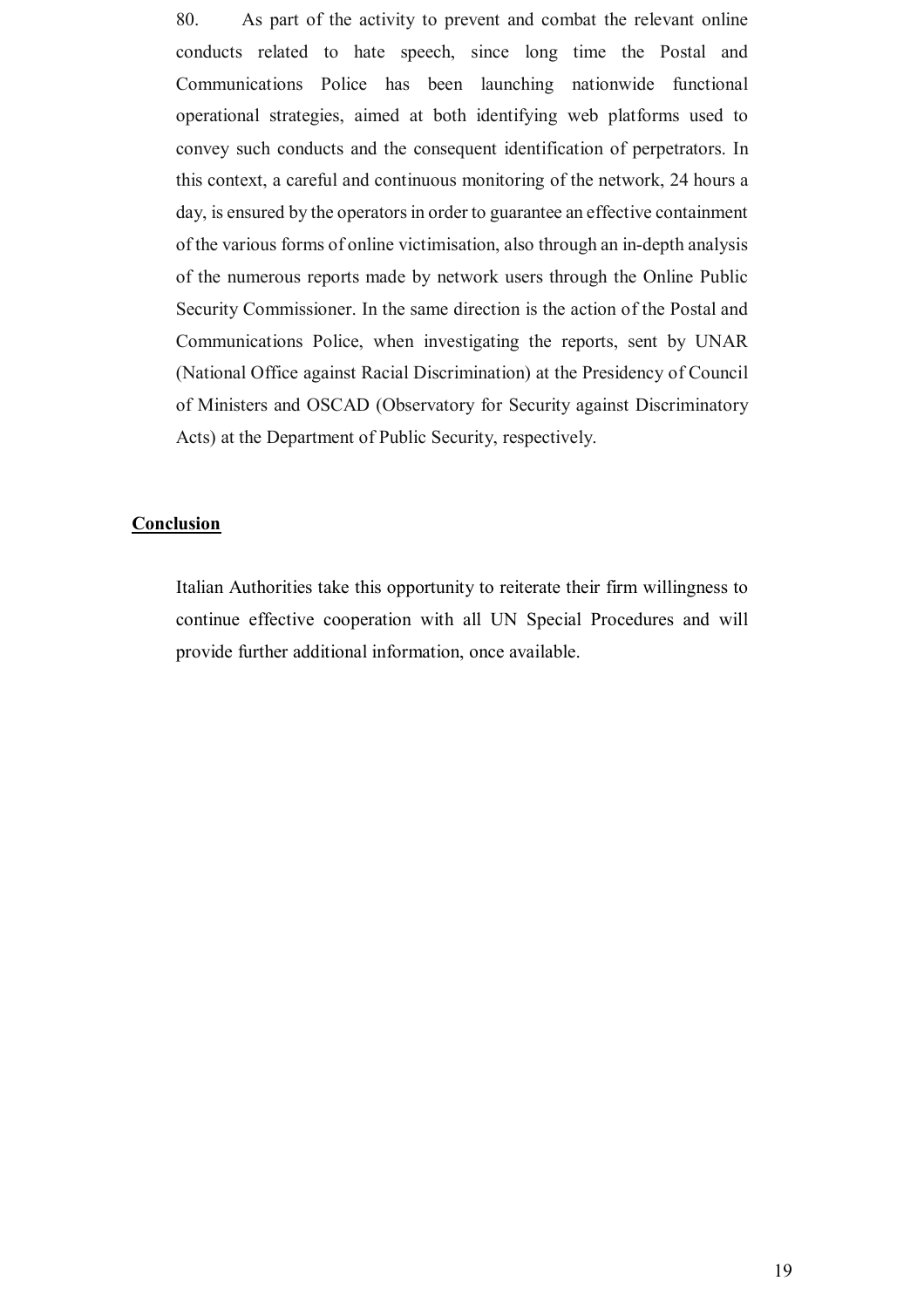80. As part of the activity to prevent and combat the relevant online conducts related to hate speech, since long time the Postal and Communications Police has been launching nationwide functional operational strategies, aimed at both identifying web platforms used to convey such conducts and the consequent identification of perpetrators. In this context, a careful and continuous monitoring of the network, 24 hours a day, is ensured by the operators in order to guarantee an effective containment of the various forms of online victimisation, also through an in-depth analysis of the numerous reports made by network users through the Online Public Security Commissioner. In the same direction is the action of the Postal and Communications Police, when investigating the reports, sent by UNAR (National Office against Racial Discrimination) at the Presidency of Council of Ministers and OSCAD (Observatory for Security against Discriminatory Acts) at the Department of Public Security, respectively.

## Conclusion

Italian Authorities take this opportunity to reiterate their firm willingness to continue effective cooperation with all UN Special Procedures and will provide further additional information, once available.